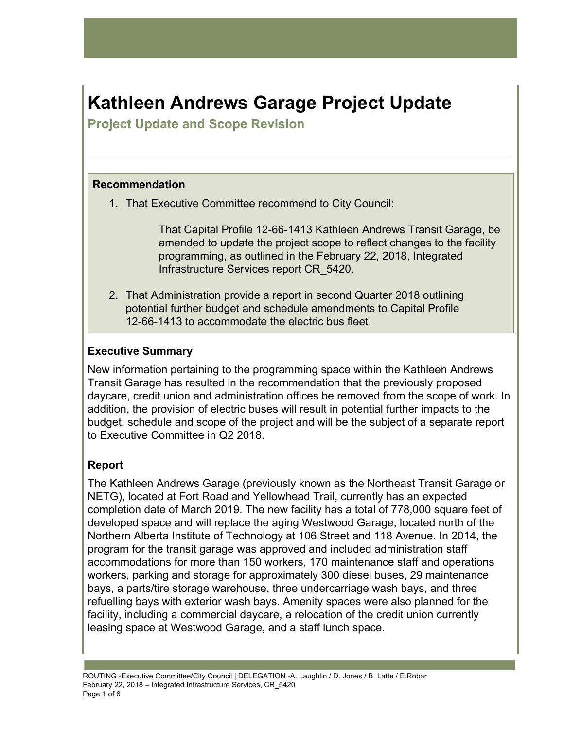# Kathleen Andrews Garage Project Update

## Project Update and Scope Revision

### Recommendation

1. That Executive Committee recommend to City Council:

   That Capital Profile 12-66-1413 Kathleen Andrews Transit Garage, be amended to update the project scope to reflect changes to the facility programming, as outlined in the February 22, 2018, Integrated Infrastructure Services report CR_5420.

2. That Administration provide a report in second Quarter 2018 outlining potential further budget and schedule amendments to Capital Profile 12-66-1413 to accommodate the electric bus fleet.

### Executive Summary

New information pertaining to the programming space within the Kathleen Andrews Transit Garage has resulted in the recommendation that the previously proposed daycare, credit union and administration offices be removed from the scope of work. In addition, the provision of electric buses will result in potential further impacts to the budget, schedule and scope of the project and will be the subject of a separate report to Executive Committee in Q2 2018.

### Report

The Kathleen Andrews Garage (previously known as the Northeast Transit Garage or NETG), located at Fort Road and Yellowhead Trail, currently has an expected completion date of March 2019. The new facility has a total of 778,000 square feet of developed space and will replace the aging Westwood Garage, located north of the Northern Alberta Institute of Technology at 106 Street and 118 Avenue. In 2014, the program for the transit garage was approved and included administration staff accommodations for more than 150 workers, 170 maintenance staff and operations workers, parking and storage for approximately 300 diesel buses, 29 maintenance bays, a parts/tire storage warehouse, three undercarriage wash bays, and three refuelling bays with exterior wash bays. Amenity spaces were also planned for the facility, including a commercial daycare, a relocation of the credit union currently leasing space at Westwood Garage, and a staff lunch space.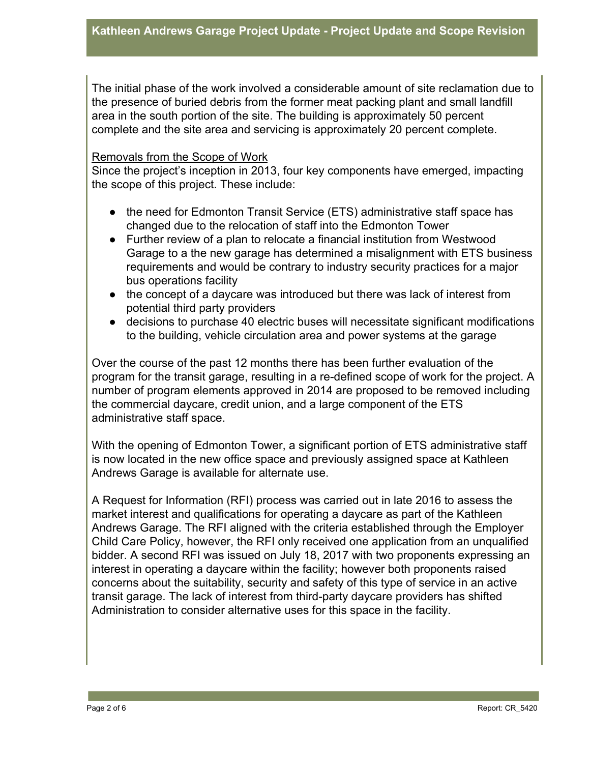The initial phase of the work involved a considerable amount of site reclamation due to the presence of buried debris from the former meat packing plant and small landfill area in the south portion of the site. The building is approximately 50 percent complete and the site area and servicing is approximately 20 percent complete.

Removals from the Scope of Work

Since the project's inception in 2013, four key components have emerged, impacting the scope of this project. These include:

- the need for Edmonton Transit Service (ETS) administrative staff space has changed due to the relocation of staff into the Edmonton Tower
- Further review of a plan to relocate a financial institution from Westwood Garage to a the new garage has determined a misalignment with ETS business requirements and would be contrary to industry security practices for a major bus operations facility
- the concept of a daycare was introduced but there was lack of interest from potential third party providers
- decisions to purchase 40 electric buses will necessitate significant modifications to the building, vehicle circulation area and power systems at the garage

Over the course of the past 12 months there has been further evaluation of the program for the transit garage, resulting in a re-defined scope of work for the project. A number of program elements approved in 2014 are proposed to be removed including the commercial daycare, credit union, and a large component of the ETS administrative staff space.

With the opening of Edmonton Tower, a significant portion of ETS administrative staff is now located in the new office space and previously assigned space at Kathleen Andrews Garage is available for alternate use.

A Request for Information (RFI) process was carried out in late 2016 to assess the market interest and qualifications for operating a daycare as part of the Kathleen Andrews Garage. The RFI aligned with the criteria established through the Employer Child Care Policy, however, the RFI only received one application from an unqualified bidder. A second RFI was issued on July 18, 2017 with two proponents expressing an interest in operating a daycare within the facility; however both proponents raised concerns about the suitability, security and safety of this type of service in an active transit garage. The lack of interest from third-party daycare providers has shifted Administration to consider alternative uses for this space in the facility.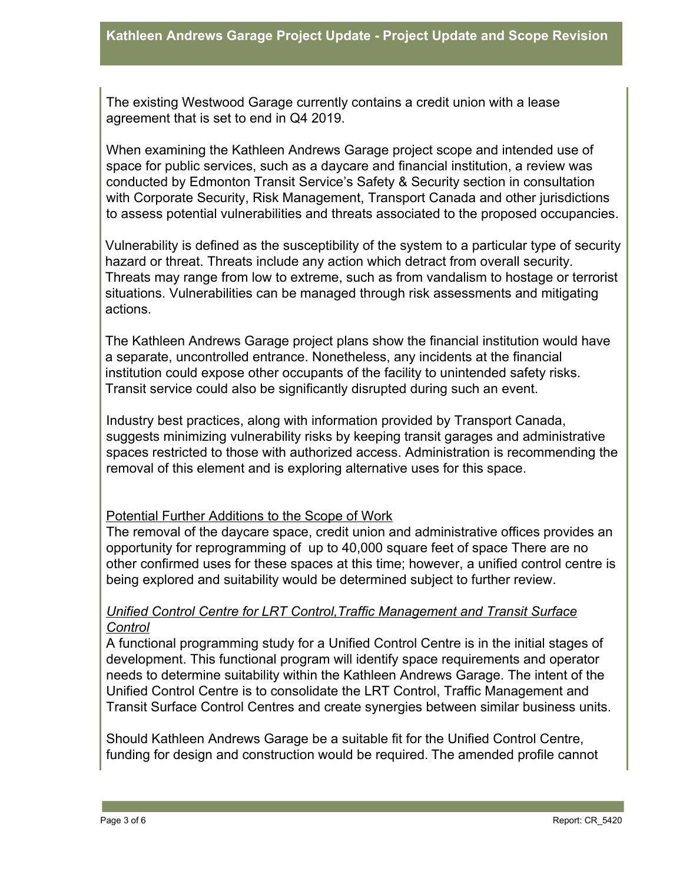The existing Westwood Garage currently contains a credit union with a lease agreement that is set to end in Q4 2019.

When examining the Kathleen Andrews Garage project scope and intended use of space for public services, such as a daycare and financial institution, a review was conducted by Edmonton Transit Service's Safety & Security section in consultation with Corporate Security, Risk Management, Transport Canada and other jurisdictions to assess potential vulnerabilities and threats associated to the proposed occupancies.

Vulnerability is defined as the susceptibility of the system to a particular type of security hazard or threat. Threats include any action which detract from overall security. Threats may range from low to extreme, such as from vandalism to hostage or terrorist situations. Vulnerabilities can be managed through risk assessments and mitigating actions.

The Kathleen Andrews Garage project plans show the financial institution would have a separate, uncontrolled entrance. Nonetheless, any incidents at the financial institution could expose other occupants of the facility to unintended safety risks. Transit service could also be significantly disrupted during such an event.

Industry best practices, along with information provided by Transport Canada, suggests minimizing vulnerability risks by keeping transit garages and administrative spaces restricted to those with authorized access. Administration is recommending the removal of this element and is exploring alternative uses for this space.

<u>Potential Further Additions to the Scope of Work</u>

The removal of the daycare space, credit union and administrative offices provides an opportunity for reprogramming of up to 40,000 square feet of space There are no other confirmed uses for these spaces at this time; however, a unified control centre is being explored and suitability would be determined subject to further review.

*<u>Unified Control Centre for LRT Control, Traffic Management and Transit Surface Control</u>*

A functional programming study for a Unified Control Centre is in the initial stages of development. This functional program will identify space requirements and operator needs to determine suitability within the Kathleen Andrews Garage. The intent of the Unified Control Centre is to consolidate the LRT Control, Traffic Management and Transit Surface Control Centres and create synergies between similar business units.

Should Kathleen Andrews Garage be a suitable fit for the Unified Control Centre, funding for design and construction would be required. The amended profile cannot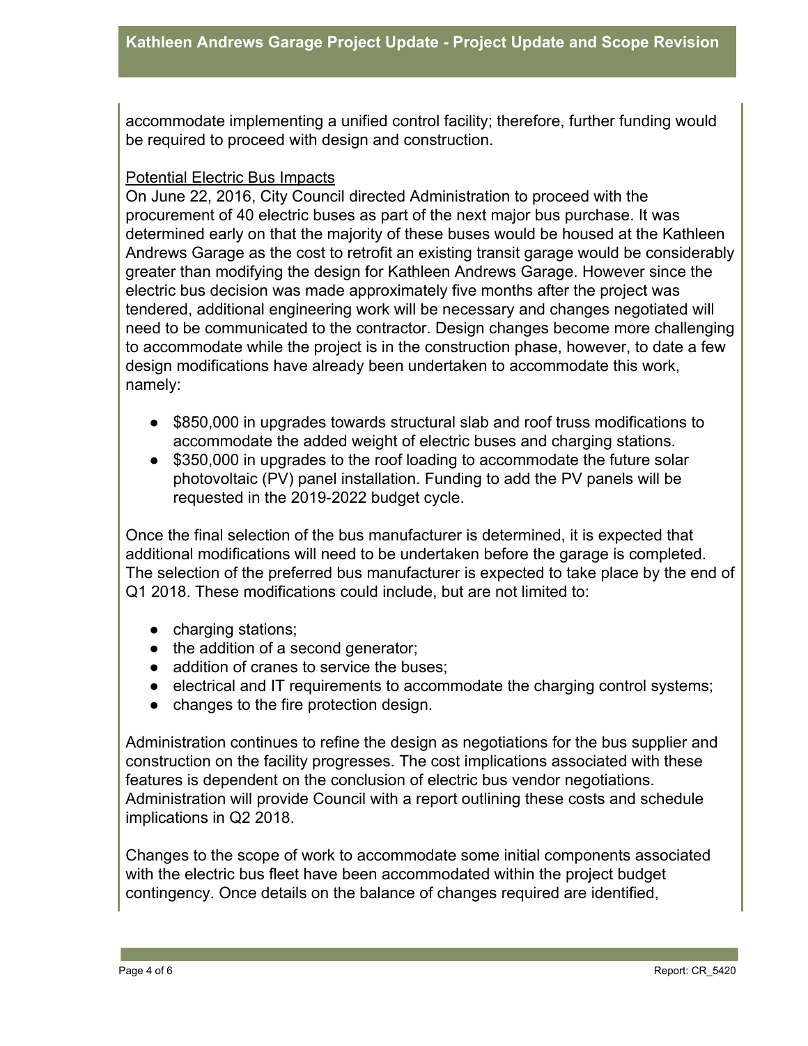accommodate implementing a unified control facility; therefore, further funding would be required to proceed with design and construction.

Potential Electric Bus Impacts

On June 22, 2016, City Council directed Administration to proceed with the procurement of 40 electric buses as part of the next major bus purchase. It was determined early on that the majority of these buses would be housed at the Kathleen Andrews Garage as the cost to retrofit an existing transit garage would be considerably greater than modifying the design for Kathleen Andrews Garage. However since the electric bus decision was made approximately five months after the project was tendered, additional engineering work will be necessary and changes negotiated will need to be communicated to the contractor. Design changes become more challenging to accommodate while the project is in the construction phase, however, to date a few design modifications have already been undertaken to accommodate this work, namely:

- $850,000 in upgrades towards structural slab and roof truss modifications to accommodate the added weight of electric buses and charging stations.
- $350,000 in upgrades to the roof loading to accommodate the future solar photovoltaic (PV) panel installation. Funding to add the PV panels will be requested in the 2019-2022 budget cycle.

Once the final selection of the bus manufacturer is determined, it is expected that additional modifications will need to be undertaken before the garage is completed. The selection of the preferred bus manufacturer is expected to take place by the end of Q1 2018. These modifications could include, but are not limited to:

- charging stations;
- the addition of a second generator;
- addition of cranes to service the buses;
- electrical and IT requirements to accommodate the charging control systems;
- changes to the fire protection design.

Administration continues to refine the design as negotiations for the bus supplier and construction on the facility progresses. The cost implications associated with these features is dependent on the conclusion of electric bus vendor negotiations. Administration will provide Council with a report outlining these costs and schedule implications in Q2 2018.

Changes to the scope of work to accommodate some initial components associated with the electric bus fleet have been accommodated within the project budget contingency. Once details on the balance of changes required are identified,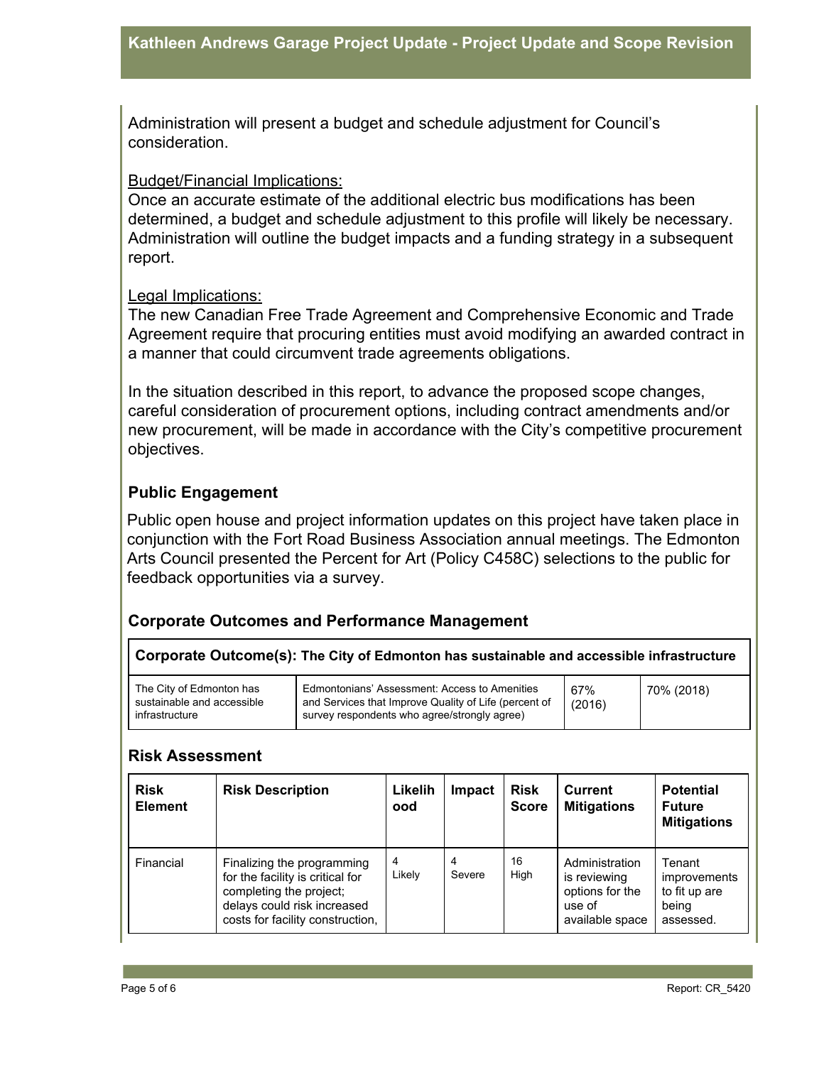Administration will present a budget and schedule adjustment for Council's consideration.

Budget/Financial Implications:
Once an accurate estimate of the additional electric bus modifications has been determined, a budget and schedule adjustment to this profile will likely be necessary. Administration will outline the budget impacts and a funding strategy in a subsequent report.

Legal Implications:
The new Canadian Free Trade Agreement and Comprehensive Economic and Trade Agreement require that procuring entities must avoid modifying an awarded contract in a manner that could circumvent trade agreements obligations.

In the situation described in this report, to advance the proposed scope changes, careful consideration of procurement options, including contract amendments and/or new procurement, will be made in accordance with the City's competitive procurement objectives.

## Public Engagement

Public open house and project information updates on this project have taken place in conjunction with the Fort Road Business Association annual meetings. The Edmonton Arts Council presented the Percent for Art (Policy C458C) selections to the public for feedback opportunities via a survey.

## Corporate Outcomes and Performance Management

| **Corporate Outcome(s): The City of Edmonton has sustainable and accessible infrastructure** | | | |
|---|---|---|---|
| The City of Edmonton has sustainable and accessible infrastructure | Edmontonians' Assessment: Access to Amenities and Services that Improve Quality of Life (percent of survey respondents who agree/strongly agree) | 67% (2016) | 70% (2018) |

## Risk Assessment

| Risk Element | Risk Description | Likelihood | Impact | Risk Score | Current Mitigations | Potential Future Mitigations |
|---|---|---|---|---|---|---|
| Financial | Finalizing the programming for the facility is critical for completing the project; delays could risk increased costs for facility construction, | 4 Likely | 4 Severe | 16 High | Administration is reviewing options for the use of available space | Tenant improvements to fit up are being assessed. |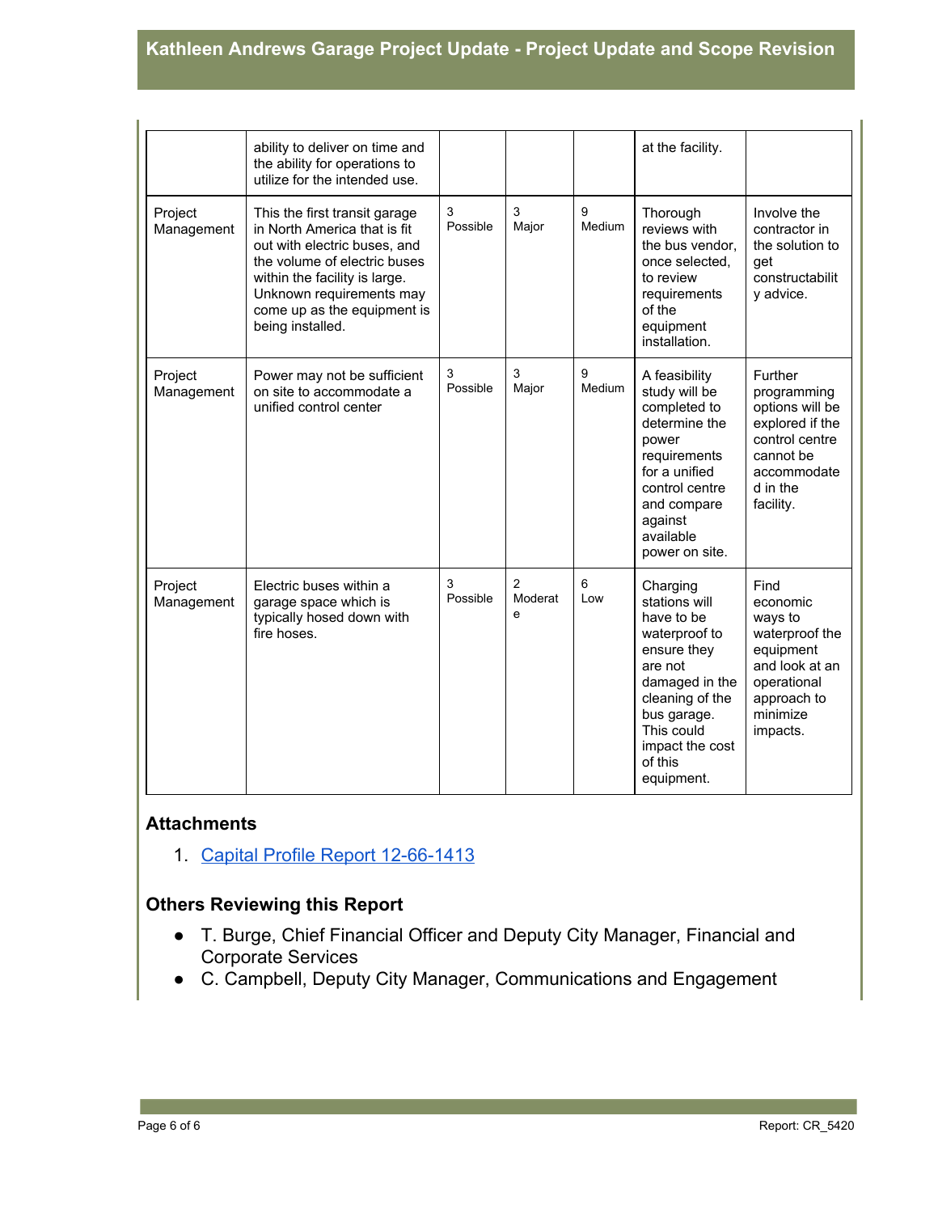| | | | | | | |
|---|---|---|---|---|---|---|
| | ability to deliver on time and the ability for operations to utilize for the intended use. | | | | at the facility. | |
| Project Management | This the first transit garage in North America that is fit out with electric buses, and the volume of electric buses within the facility is large. Unknown requirements may come up as the equipment is being installed. | 3 Possible | 3 Major | 9 Medium | Thorough reviews with the bus vendor, once selected, to review requirements of the equipment installation. | Involve the contractor in the solution to get constructability advice. |
| Project Management | Power may not be sufficient on site to accommodate a unified control center | 3 Possible | 3 Major | 9 Medium | A feasibility study will be completed to determine the power requirements for a unified control centre and compare against available power on site. | Further programming options will be explored if the control centre cannot be accommodated in the facility. |
| Project Management | Electric buses within a garage space which is typically hosed down with fire hoses. | 3 Possible | 2 Moderate | 6 Low | Charging stations will have to be waterproof to ensure they are not damaged in the cleaning of the bus garage. This could impact the cost of this equipment. | Find economic ways to waterproof the equipment and look at an operational approach to minimize impacts. |

### Attachments

1. Capital Profile Report 12-66-1413

### Others Reviewing this Report

- T. Burge, Chief Financial Officer and Deputy City Manager, Financial and Corporate Services
- C. Campbell, Deputy City Manager, Communications and Engagement